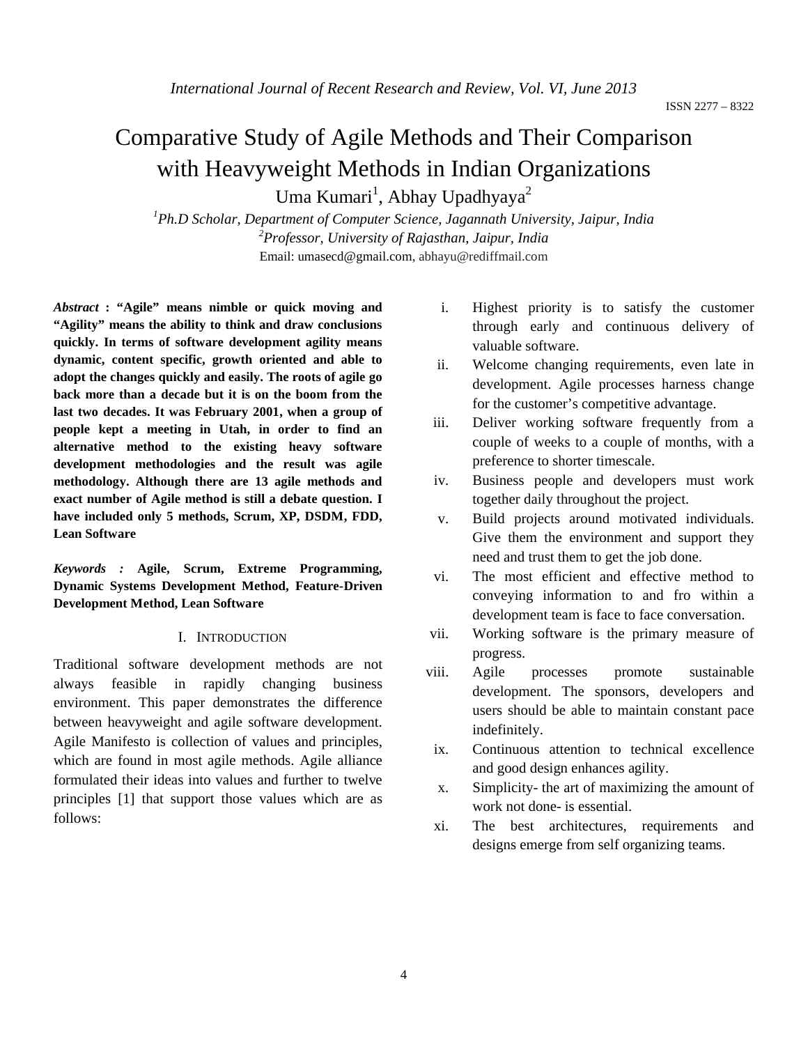# Comparative Study of Agile Methods and Their Comparison with Heavyweight Methods in Indian Organizations

Uma Kumari[1], Abhay Upadhyaya[2]

[1]*Ph.D Scholar, Department of Computer Science, Jagannath University, Jaipur, India*
[2]*Professor, University of Rajasthan, Jaipur, India*
Email: umasecd@gmail.com, abhayu@rediffmail.com

***Abstract*** **: "Agile" means nimble or quick moving and "Agility" means the ability to think and draw conclusions quickly. In terms of software development agility means dynamic, content specific, growth oriented and able to adopt the changes quickly and easily. The roots of agile go back more than a decade but it is on the boom from the last two decades. It was February 2001, when a group of people kept a meeting in Utah, in order to find an alternative method to the existing heavy software development methodologies and the result was agile methodology. Although there are 13 agile methods and exact number of Agile method is still a debate question. I have included only 5 methods, Scrum, XP, DSDM, FDD, Lean Software**

***Keywords :*** **Agile, Scrum, Extreme Programming, Dynamic Systems Development Method, Feature-Driven Development Method, Lean Software**

## I. Introduction

Traditional software development methods are not always feasible in rapidly changing business environment. This paper demonstrates the difference between heavyweight and agile software development. Agile Manifesto is collection of values and principles, which are found in most agile methods. Agile alliance formulated their ideas into values and further to twelve principles [1] that support those values which are as follows:

i. Highest priority is to satisfy the customer through early and continuous delivery of valuable software.
ii. Welcome changing requirements, even late in development. Agile processes harness change for the customer's competitive advantage.
iii. Deliver working software frequently from a couple of weeks to a couple of months, with a preference to shorter timescale.
iv. Business people and developers must work together daily throughout the project.
v. Build projects around motivated individuals. Give them the environment and support they need and trust them to get the job done.
vi. The most efficient and effective method to conveying information to and fro within a development team is face to face conversation.
vii. Working software is the primary measure of progress.
viii. Agile processes promote sustainable development. The sponsors, developers and users should be able to maintain constant pace indefinitely.
ix. Continuous attention to technical excellence and good design enhances agility.
x. Simplicity- the art of maximizing the amount of work not done- is essential.
xi. The best architectures, requirements and designs emerge from self organizing teams.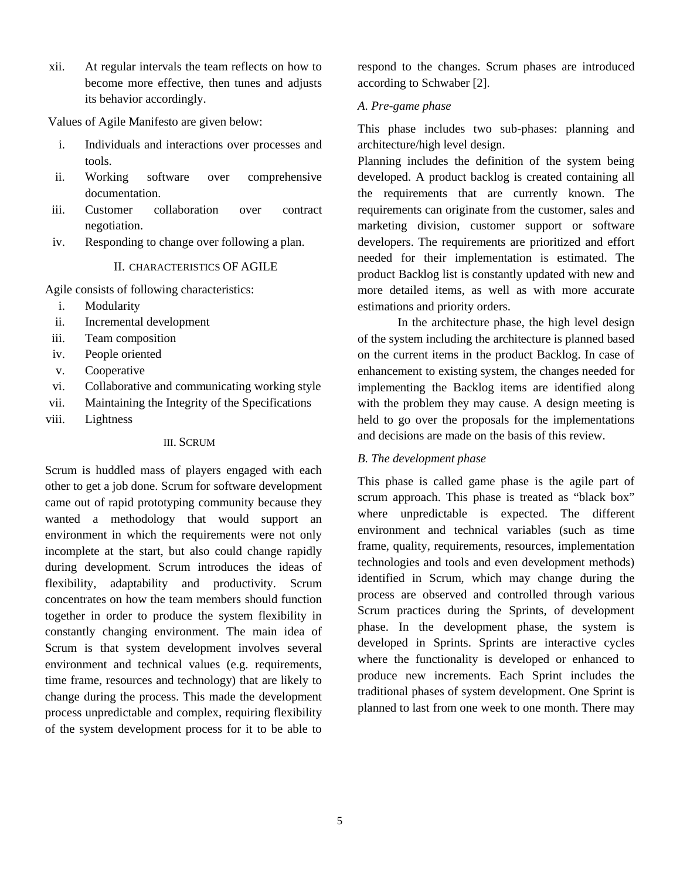xii. At regular intervals the team reflects on how to become more effective, then tunes and adjusts its behavior accordingly.

Values of Agile Manifesto are given below:

i. Individuals and interactions over processes and tools.
ii. Working software over comprehensive documentation.
iii. Customer collaboration over contract negotiation.
iv. Responding to change over following a plan.

## II. CHARACTERISTICS OF AGILE

Agile consists of following characteristics:

i. Modularity
ii. Incremental development
iii. Team composition
iv. People oriented
v. Cooperative
vi. Collaborative and communicating working style
vii. Maintaining the Integrity of the Specifications
viii. Lightness

## III. SCRUM

Scrum is huddled mass of players engaged with each other to get a job done. Scrum for software development came out of rapid prototyping community because they wanted a methodology that would support an environment in which the requirements were not only incomplete at the start, but also could change rapidly during development. Scrum introduces the ideas of flexibility, adaptability and productivity. Scrum concentrates on how the team members should function together in order to produce the system flexibility in constantly changing environment. The main idea of Scrum is that system development involves several environment and technical values (e.g. requirements, time frame, resources and technology) that are likely to change during the process. This made the development process unpredictable and complex, requiring flexibility of the system development process for it to be able to respond to the changes. Scrum phases are introduced according to Schwaber [2].

### *A. Pre-game phase*

This phase includes two sub-phases: planning and architecture/high level design.

Planning includes the definition of the system being developed. A product backlog is created containing all the requirements that are currently known. The requirements can originate from the customer, sales and marketing division, customer support or software developers. The requirements are prioritized and effort needed for their implementation is estimated. The product Backlog list is constantly updated with new and more detailed items, as well as with more accurate estimations and priority orders.

In the architecture phase, the high level design of the system including the architecture is planned based on the current items in the product Backlog. In case of enhancement to existing system, the changes needed for implementing the Backlog items are identified along with the problem they may cause. A design meeting is held to go over the proposals for the implementations and decisions are made on the basis of this review.

### *B. The development phase*

This phase is called game phase is the agile part of scrum approach. This phase is treated as "black box" where unpredictable is expected. The different environment and technical variables (such as time frame, quality, requirements, resources, implementation technologies and tools and even development methods) identified in Scrum, which may change during the process are observed and controlled through various Scrum practices during the Sprints, of development phase. In the development phase, the system is developed in Sprints. Sprints are interactive cycles where the functionality is developed or enhanced to produce new increments. Each Sprint includes the traditional phases of system development. One Sprint is planned to last from one week to one month. There may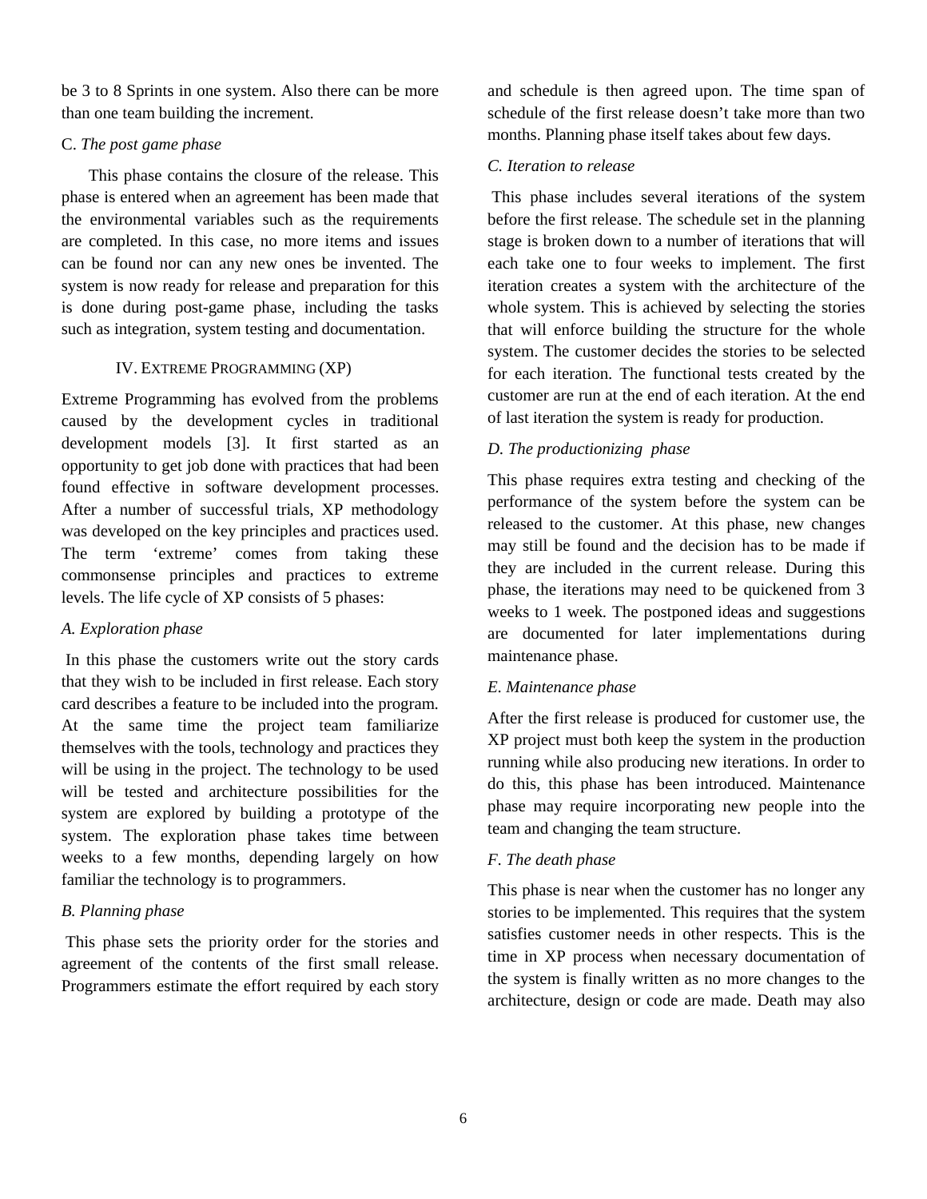be 3 to 8 Sprints in one system. Also there can be more than one team building the increment.

### C. *The post game phase*

This phase contains the closure of the release. This phase is entered when an agreement has been made that the environmental variables such as the requirements are completed. In this case, no more items and issues can be found nor can any new ones be invented. The system is now ready for release and preparation for this is done during post-game phase, including the tasks such as integration, system testing and documentation.

## IV. Extreme Programming (XP)

Extreme Programming has evolved from the problems caused by the development cycles in traditional development models [3]. It first started as an opportunity to get job done with practices that had been found effective in software development processes. After a number of successful trials, XP methodology was developed on the key principles and practices used. The term 'extreme' comes from taking these commonsense principles and practices to extreme levels. The life cycle of XP consists of 5 phases:

### *A. Exploration phase*

In this phase the customers write out the story cards that they wish to be included in first release. Each story card describes a feature to be included into the program. At the same time the project team familiarize themselves with the tools, technology and practices they will be using in the project. The technology to be used will be tested and architecture possibilities for the system are explored by building a prototype of the system. The exploration phase takes time between weeks to a few months, depending largely on how familiar the technology is to programmers.

### *B. Planning phase*

This phase sets the priority order for the stories and agreement of the contents of the first small release. Programmers estimate the effort required by each story and schedule is then agreed upon. The time span of schedule of the first release doesn't take more than two months. Planning phase itself takes about few days.

### *C. Iteration to release*

This phase includes several iterations of the system before the first release. The schedule set in the planning stage is broken down to a number of iterations that will each take one to four weeks to implement. The first iteration creates a system with the architecture of the whole system. This is achieved by selecting the stories that will enforce building the structure for the whole system. The customer decides the stories to be selected for each iteration. The functional tests created by the customer are run at the end of each iteration. At the end of last iteration the system is ready for production.

### *D. The productionizing phase*

This phase requires extra testing and checking of the performance of the system before the system can be released to the customer. At this phase, new changes may still be found and the decision has to be made if they are included in the current release. During this phase, the iterations may need to be quickened from 3 weeks to 1 week. The postponed ideas and suggestions are documented for later implementations during maintenance phase.

### *E. Maintenance phase*

After the first release is produced for customer use, the XP project must both keep the system in the production running while also producing new iterations. In order to do this, this phase has been introduced. Maintenance phase may require incorporating new people into the team and changing the team structure.

### *F. The death phase*

This phase is near when the customer has no longer any stories to be implemented. This requires that the system satisfies customer needs in other respects. This is the time in XP process when necessary documentation of the system is finally written as no more changes to the architecture, design or code are made. Death may also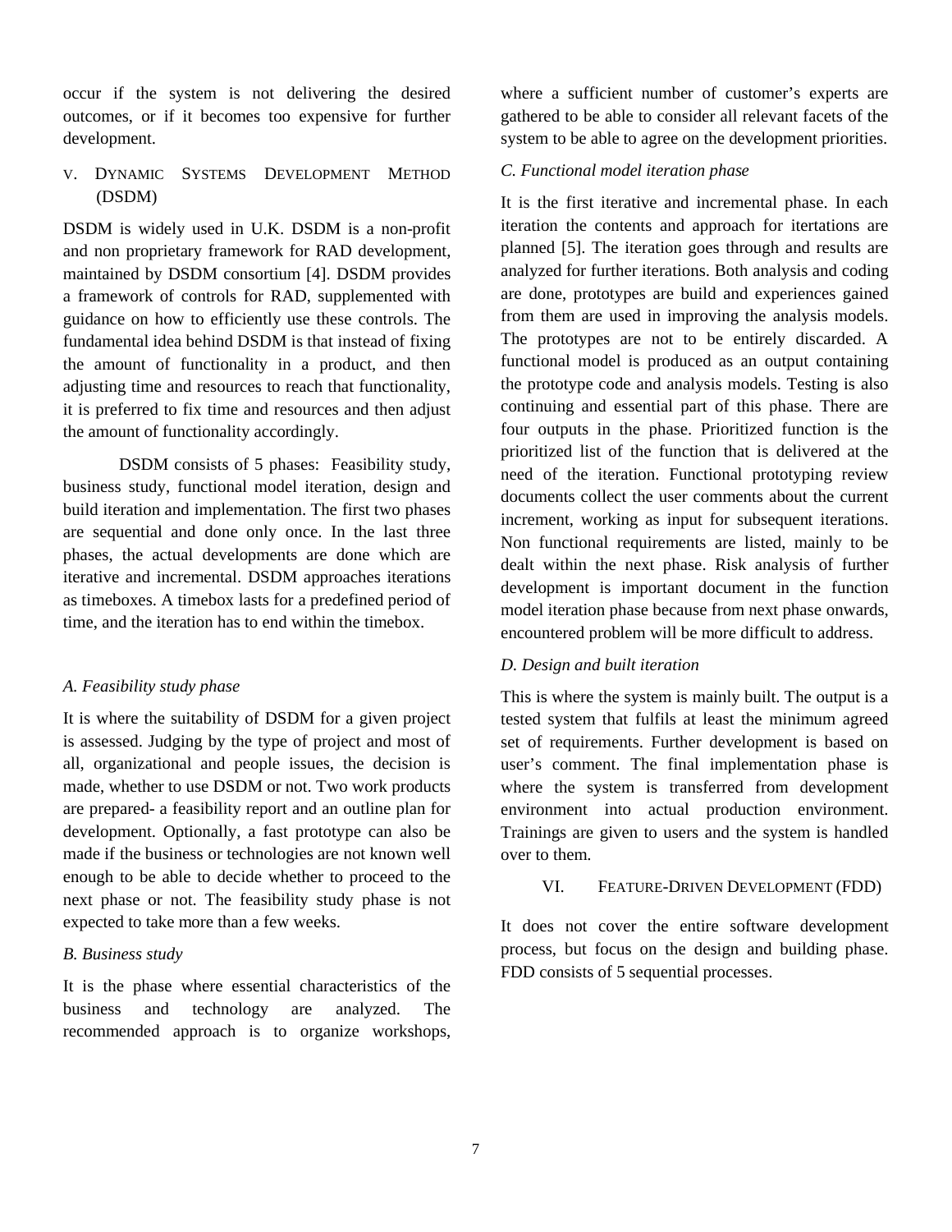occur if the system is not delivering the desired outcomes, or if it becomes too expensive for further development.

## V. Dynamic Systems Development Method (DSDM)

DSDM is widely used in U.K. DSDM is a non-profit and non proprietary framework for RAD development, maintained by DSDM consortium [4]. DSDM provides a framework of controls for RAD, supplemented with guidance on how to efficiently use these controls. The fundamental idea behind DSDM is that instead of fixing the amount of functionality in a product, and then adjusting time and resources to reach that functionality, it is preferred to fix time and resources and then adjust the amount of functionality accordingly.

DSDM consists of 5 phases: Feasibility study, business study, functional model iteration, design and build iteration and implementation. The first two phases are sequential and done only once. In the last three phases, the actual developments are done which are iterative and incremental. DSDM approaches iterations as timeboxes. A timebox lasts for a predefined period of time, and the iteration has to end within the timebox.

### *A. Feasibility study phase*

It is where the suitability of DSDM for a given project is assessed. Judging by the type of project and most of all, organizational and people issues, the decision is made, whether to use DSDM or not. Two work products are prepared- a feasibility report and an outline plan for development. Optionally, a fast prototype can also be made if the business or technologies are not known well enough to be able to decide whether to proceed to the next phase or not. The feasibility study phase is not expected to take more than a few weeks.

### *B. Business study*

It is the phase where essential characteristics of the business and technology are analyzed. The recommended approach is to organize workshops, where a sufficient number of customer's experts are gathered to be able to consider all relevant facets of the system to be able to agree on the development priorities.

### *C. Functional model iteration phase*

It is the first iterative and incremental phase. In each iteration the contents and approach for itertations are planned [5]. The iteration goes through and results are analyzed for further iterations. Both analysis and coding are done, prototypes are build and experiences gained from them are used in improving the analysis models. The prototypes are not to be entirely discarded. A functional model is produced as an output containing the prototype code and analysis models. Testing is also continuing and essential part of this phase. There are four outputs in the phase. Prioritized function is the prioritized list of the function that is delivered at the need of the iteration. Functional prototyping review documents collect the user comments about the current increment, working as input for subsequent iterations. Non functional requirements are listed, mainly to be dealt within the next phase. Risk analysis of further development is important document in the function model iteration phase because from next phase onwards, encountered problem will be more difficult to address.

### *D. Design and built iteration*

This is where the system is mainly built. The output is a tested system that fulfils at least the minimum agreed set of requirements. Further development is based on user's comment. The final implementation phase is where the system is transferred from development environment into actual production environment. Trainings are given to users and the system is handled over to them.

## VI. Feature-Driven Development (FDD)

It does not cover the entire software development process, but focus on the design and building phase. FDD consists of 5 sequential processes.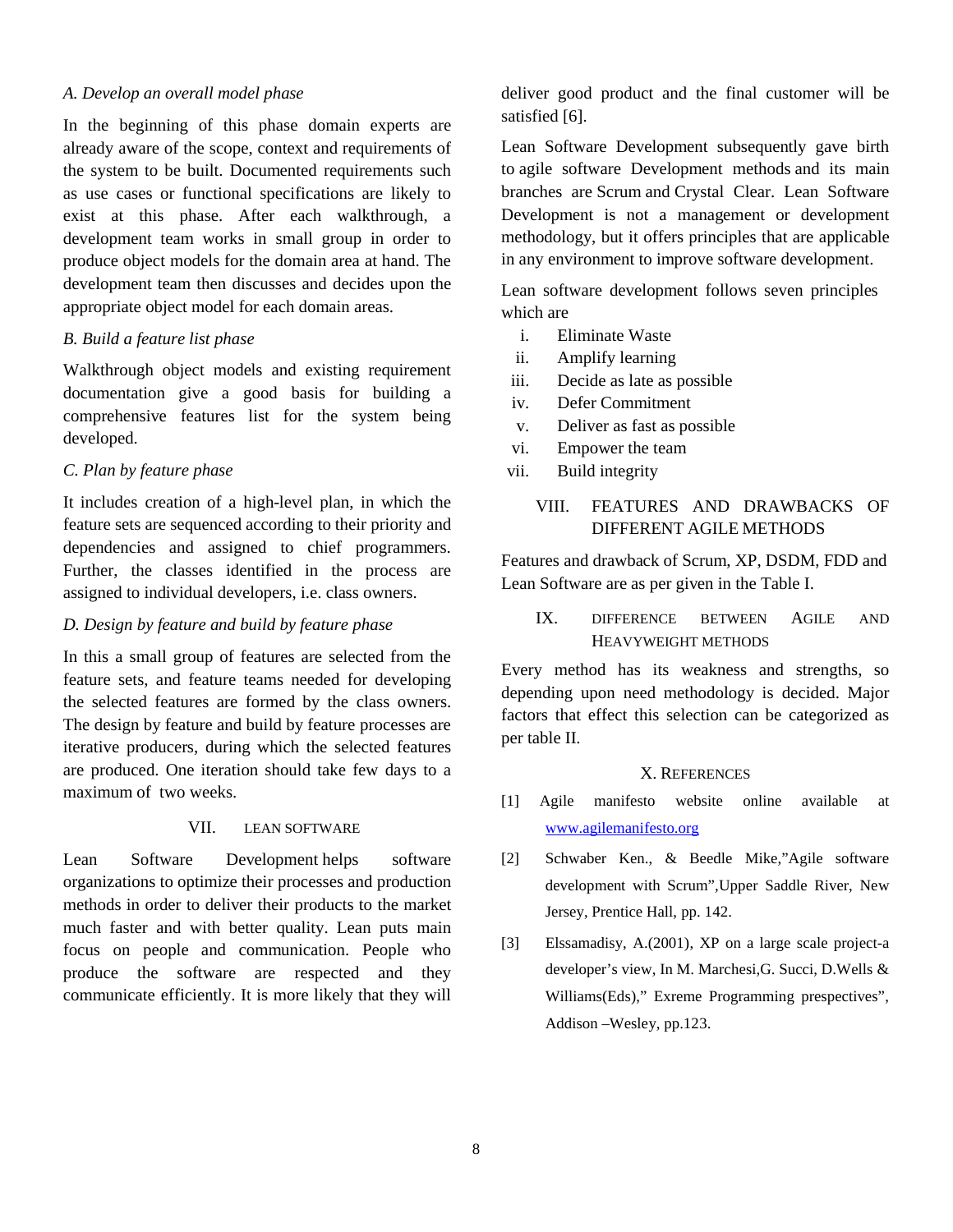### A. Develop an overall model phase

In the beginning of this phase domain experts are already aware of the scope, context and requirements of the system to be built. Documented requirements such as use cases or functional specifications are likely to exist at this phase. After each walkthrough, a development team works in small group in order to produce object models for the domain area at hand. The development team then discusses and decides upon the appropriate object model for each domain areas.

### B. Build a feature list phase

Walkthrough object models and existing requirement documentation give a good basis for building a comprehensive features list for the system being developed.

### C. Plan by feature phase

It includes creation of a high-level plan, in which the feature sets are sequenced according to their priority and dependencies and assigned to chief programmers. Further, the classes identified in the process are assigned to individual developers, i.e. class owners.

### D. Design by feature and build by feature phase

In this a small group of features are selected from the feature sets, and feature teams needed for developing the selected features are formed by the class owners. The design by feature and build by feature processes are iterative producers, during which the selected features are produced. One iteration should take few days to a maximum of two weeks.

## VII. LEAN SOFTWARE

Lean Software Development helps software organizations to optimize their processes and production methods in order to deliver their products to the market much faster and with better quality. Lean puts main focus on people and communication. People who produce the software are respected and they communicate efficiently. It is more likely that they will deliver good product and the final customer will be satisfied [6].

Lean Software Development subsequently gave birth to agile software Development methods and its main branches are Scrum and Crystal Clear. Lean Software Development is not a management or development methodology, but it offers principles that are applicable in any environment to improve software development.

Lean software development follows seven principles which are

i. Eliminate Waste
ii. Amplify learning
iii. Decide as late as possible
iv. Defer Commitment
v. Deliver as fast as possible
vi. Empower the team
vii. Build integrity

## VIII. FEATURES AND DRAWBACKS OF DIFFERENT AGILE METHODS

Features and drawback of Scrum, XP, DSDM, FDD and Lean Software are as per given in the Table I.

## IX. DIFFERENCE BETWEEN AGILE AND HEAVYWEIGHT METHODS

Every method has its weakness and strengths, so depending upon need methodology is decided. Major factors that effect this selection can be categorized as per table II.

## X. REFERENCES

[1] Agile manifesto website online available at www.agilemanifesto.org

[2] Schwaber Ken., & Beedle Mike,"Agile software development with Scrum",Upper Saddle River, New Jersey, Prentice Hall, pp. 142.

[3] Elssamadisy, A.(2001), XP on a large scale project-a developer's view, In M. Marchesi,G. Succi, D.Wells & Williams(Eds)," Exreme Programming prespectives", Addison –Wesley, pp.123.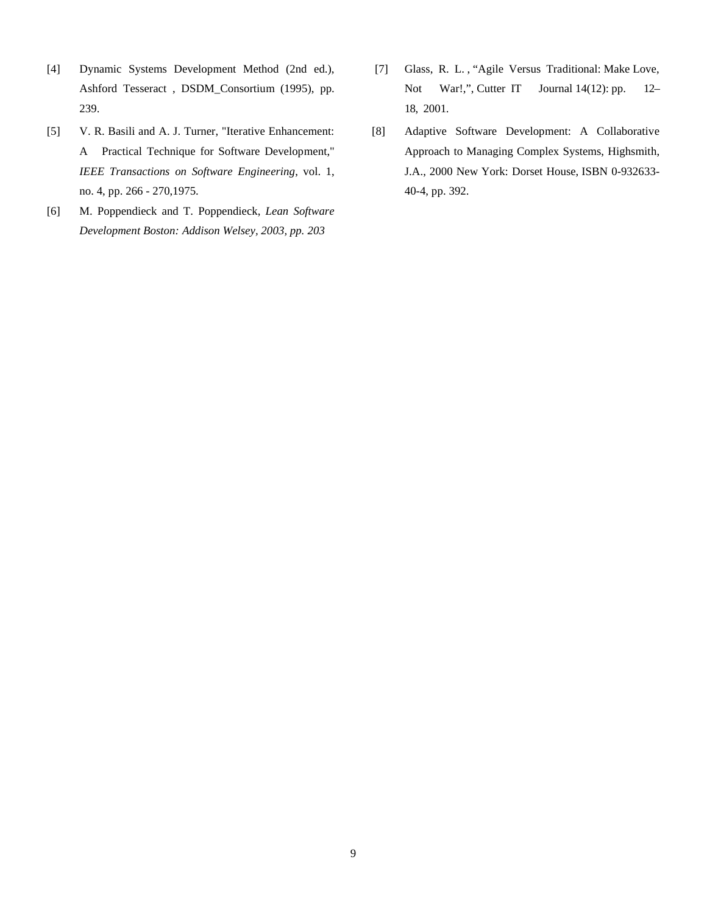[4] Dynamic Systems Development Method (2nd ed.), Ashford Tesseract , DSDM_Consortium (1995), pp. 239.

[5] V. R. Basili and A. J. Turner, "Iterative Enhancement: A Practical Technique for Software Development," *IEEE Transactions on Software Engineering*, vol. 1, no. 4, pp. 266 - 270,1975.

[6] M. Poppendieck and T. Poppendieck, *Lean Software Development Boston: Addison Welsey, 2003, pp. 203*

[7] Glass, R. L. , "Agile Versus Traditional: Make Love, Not War!,", Cutter IT Journal 14(12): pp. 12–18, 2001.

[8] Adaptive Software Development: A Collaborative Approach to Managing Complex Systems, Highsmith, J.A., 2000 New York: Dorset House, ISBN 0-932633-40-4, pp. 392.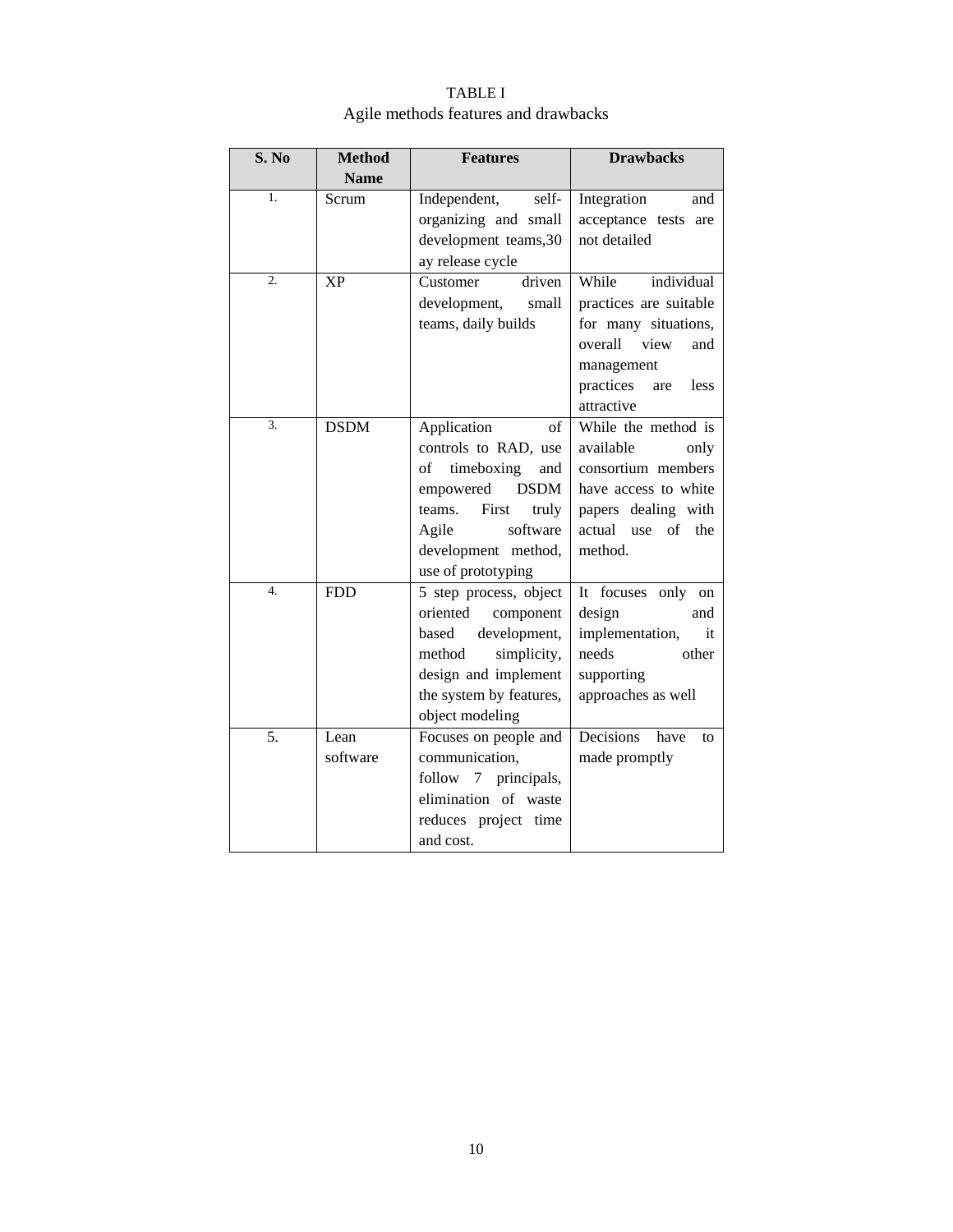TABLE I
Agile methods features and drawbacks

| S. No | Method Name | Features | Drawbacks |
|---|---|---|---|
| 1. | Scrum | Independent, self-organizing and small development teams,30 ay release cycle | Integration and acceptance tests are not detailed |
| 2. | XP | Customer driven development, small teams, daily builds | While individual practices are suitable for many situations, overall view and management practices are less attractive |
| 3. | DSDM | Application of controls to RAD, use of timeboxing and empowered DSDM teams. First truly Agile software development method, use of prototyping | While the method is available only consortium members have access to white papers dealing with actual use of the method. |
| 4. | FDD | 5 step process, object oriented component based development, method simplicity, design and implement the system by features, object modeling | It focuses only on design and implementation, it needs other supporting approaches as well |
| 5. | Lean software | Focuses on people and communication, follow 7 principals, elimination of waste reduces project time and cost. | Decisions have to made promptly |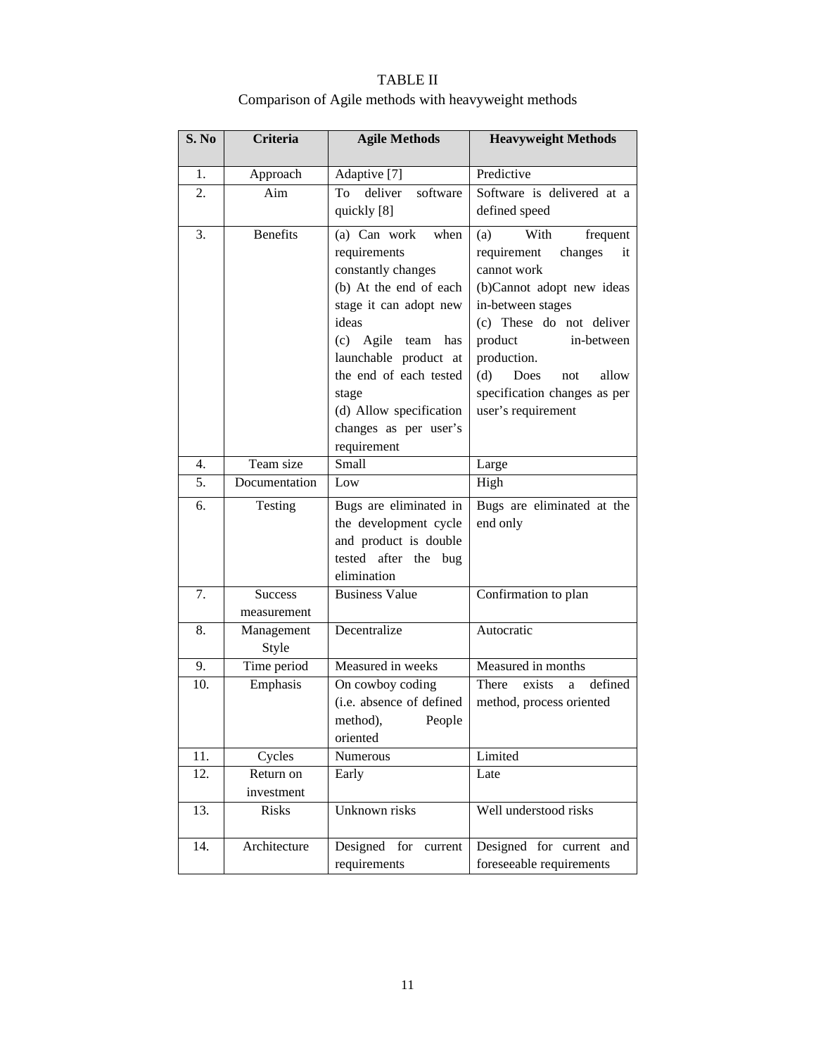TABLE II

Comparison of Agile methods with heavyweight methods

| S. No | Criteria | Agile Methods | Heavyweight Methods |
|---|---|---|---|
| 1. | Approach | Adaptive [7] | Predictive |
| 2. | Aim | To deliver software quickly [8] | Software is delivered at a defined speed |
| 3. | Benefits | (a) Can work when requirements constantly changes<br>(b) At the end of each stage it can adopt new ideas<br>(c) Agile team has launchable product at the end of each tested stage<br>(d) Allow specification changes as per user's requirement | (a) With frequent requirement changes it cannot work<br>(b)Cannot adopt new ideas in-between stages<br>(c) These do not deliver product in-between production.<br>(d) Does not allow specification changes as per user's requirement |
| 4. | Team size | Small | Large |
| 5. | Documentation | Low | High |
| 6. | Testing | Bugs are eliminated in the development cycle and product is double tested after the bug elimination | Bugs are eliminated at the end only |
| 7. | Success measurement | Business Value | Confirmation to plan |
| 8. | Management Style | Decentralize | Autocratic |
| 9. | Time period | Measured in weeks | Measured in months |
| 10. | Emphasis | On cowboy coding (i.e. absence of defined method), People oriented | There exists a defined method, process oriented |
| 11. | Cycles | Numerous | Limited |
| 12. | Return on investment | Early | Late |
| 13. | Risks | Unknown risks | Well understood risks |
| 14. | Architecture | Designed for current requirements | Designed for current and foreseeable requirements |